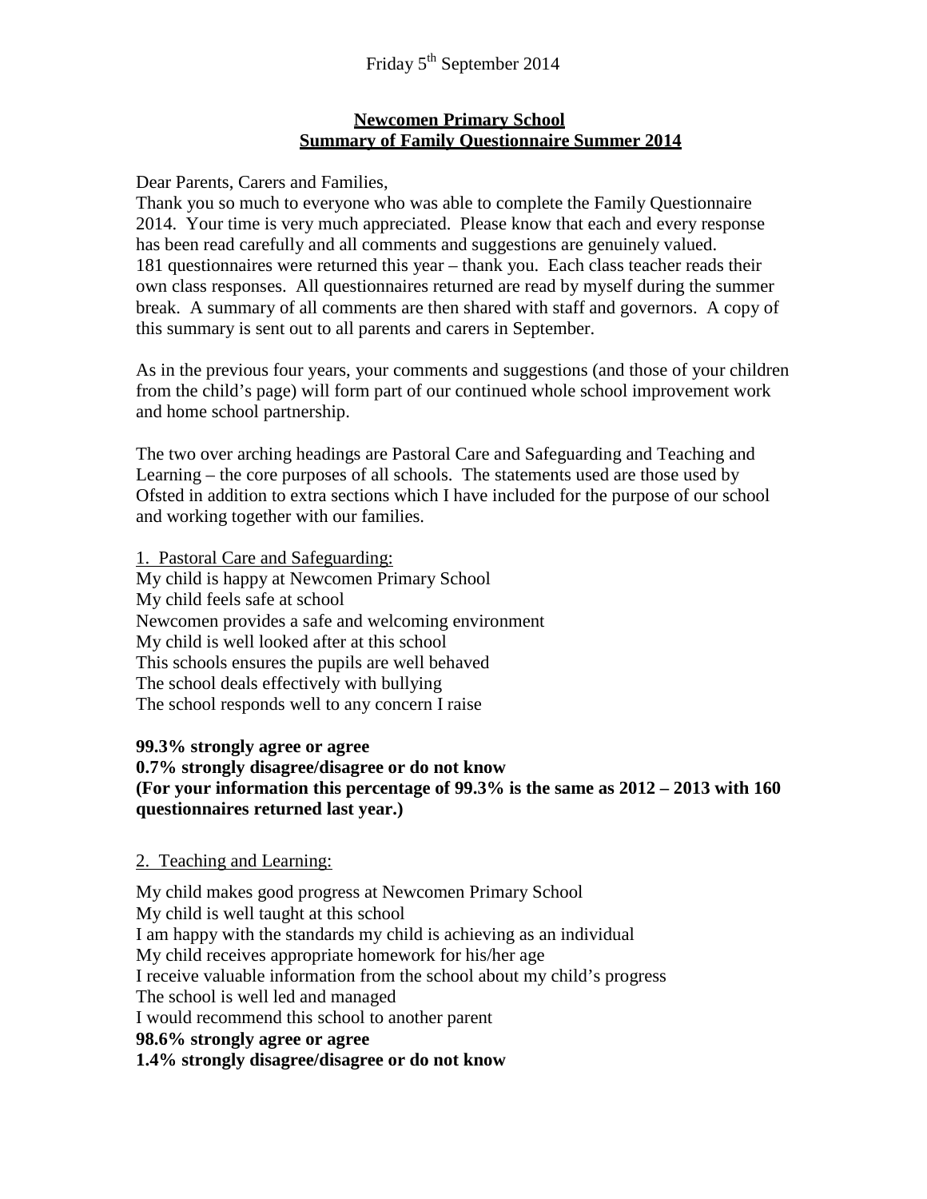Friday 5th September 2014

**Newcomen Primary School**
**Summary of Family Questionnaire Summer 2014**

Dear Parents, Carers and Families,
Thank you so much to everyone who was able to complete the Family Questionnaire 2014. Your time is very much appreciated. Please know that each and every response has been read carefully and all comments and suggestions are genuinely valued. 181 questionnaires were returned this year – thank you. Each class teacher reads their own class responses. All questionnaires returned are read by myself during the summer break. A summary of all comments are then shared with staff and governors. A copy of this summary is sent out to all parents and carers in September.

As in the previous four years, your comments and suggestions (and those of your children from the child's page) will form part of our continued whole school improvement work and home school partnership.

The two over arching headings are Pastoral Care and Safeguarding and Teaching and Learning – the core purposes of all schools. The statements used are those used by Ofsted in addition to extra sections which I have included for the purpose of our school and working together with our families.

1. Pastoral Care and Safeguarding:

My child is happy at Newcomen Primary School
My child feels safe at school
Newcomen provides a safe and welcoming environment
My child is well looked after at this school
This schools ensures the pupils are well behaved
The school deals effectively with bullying
The school responds well to any concern I raise

**99.3% strongly agree or agree**
**0.7% strongly disagree/disagree or do not know**
**(For your information this percentage of 99.3% is the same as 2012 – 2013 with 160 questionnaires returned last year.)**

2. Teaching and Learning:

My child makes good progress at Newcomen Primary School
My child is well taught at this school
I am happy with the standards my child is achieving as an individual
My child receives appropriate homework for his/her age
I receive valuable information from the school about my child's progress
The school is well led and managed
I would recommend this school to another parent
**98.6% strongly agree or agree**
**1.4% strongly disagree/disagree or do not know**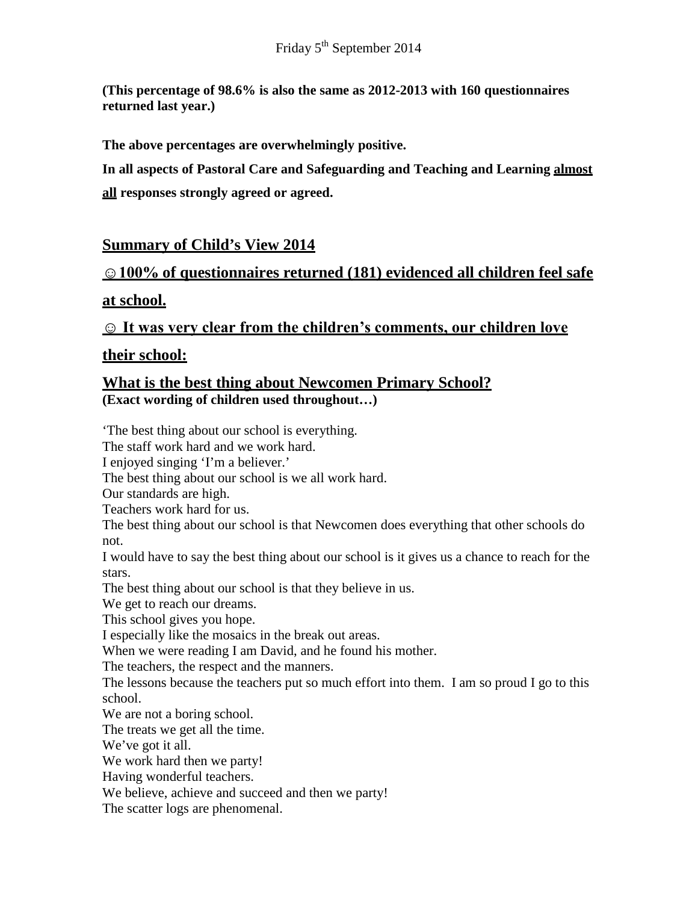Friday 5th September 2014

**(This percentage of 98.6% is also the same as 2012-2013 with 160 questionnaires returned last year.)**

**The above percentages are overwhelmingly positive.**

**In all aspects of Pastoral Care and Safeguarding and Teaching and Learning almost all responses strongly agreed or agreed.**

## Summary of Child's View 2014

**☺ 100% of questionnaires returned (181) evidenced all children feel safe at school.**

**☺ It was very clear from the children's comments, our children love their school:**

## What is the best thing about Newcomen Primary School?

**(Exact wording of children used throughout…)**

'The best thing about our school is everything.
The staff work hard and we work hard.
I enjoyed singing 'I'm a believer.'
The best thing about our school is we all work hard.
Our standards are high.
Teachers work hard for us.
The best thing about our school is that Newcomen does everything that other schools do not.
I would have to say the best thing about our school is it gives us a chance to reach for the stars.
The best thing about our school is that they believe in us.
We get to reach our dreams.
This school gives you hope.
I especially like the mosaics in the break out areas.
When we were reading I am David, and he found his mother.
The teachers, the respect and the manners.
The lessons because the teachers put so much effort into them. I am so proud I go to this school.
We are not a boring school.
The treats we get all the time.
We've got it all.
We work hard then we party!
Having wonderful teachers.
We believe, achieve and succeed and then we party!
The scatter logs are phenomenal.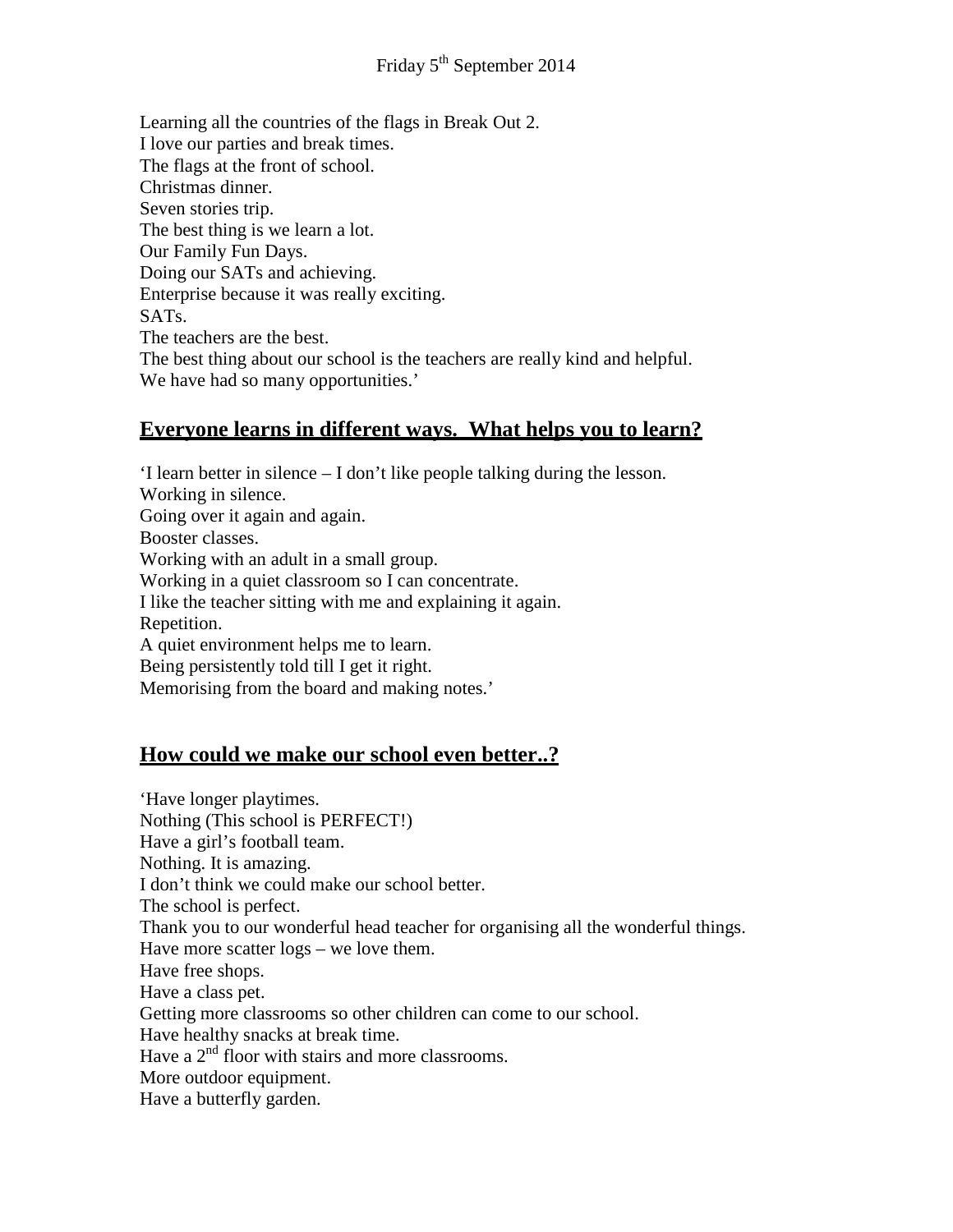Friday 5th September 2014

Learning all the countries of the flags in Break Out 2.
I love our parties and break times.
The flags at the front of school.
Christmas dinner.
Seven stories trip.
The best thing is we learn a lot.
Our Family Fun Days.
Doing our SATs and achieving.
Enterprise because it was really exciting.
SATs.
The teachers are the best.
The best thing about our school is the teachers are really kind and helpful.
We have had so many opportunities.'

## **Everyone learns in different ways. What helps you to learn?**

'I learn better in silence – I don't like people talking during the lesson.
Working in silence.
Going over it again and again.
Booster classes.
Working with an adult in a small group.
Working in a quiet classroom so I can concentrate.
I like the teacher sitting with me and explaining it again.
Repetition.
A quiet environment helps me to learn.
Being persistently told till I get it right.
Memorising from the board and making notes.'

## **How could we make our school even better..?**

'Have longer playtimes.
Nothing (This school is PERFECT!)
Have a girl's football team.
Nothing. It is amazing.
I don't think we could make our school better.
The school is perfect.
Thank you to our wonderful head teacher for organising all the wonderful things.
Have more scatter logs – we love them.
Have free shops.
Have a class pet.
Getting more classrooms so other children can come to our school.
Have healthy snacks at break time.
Have a 2nd floor with stairs and more classrooms.
More outdoor equipment.
Have a butterfly garden.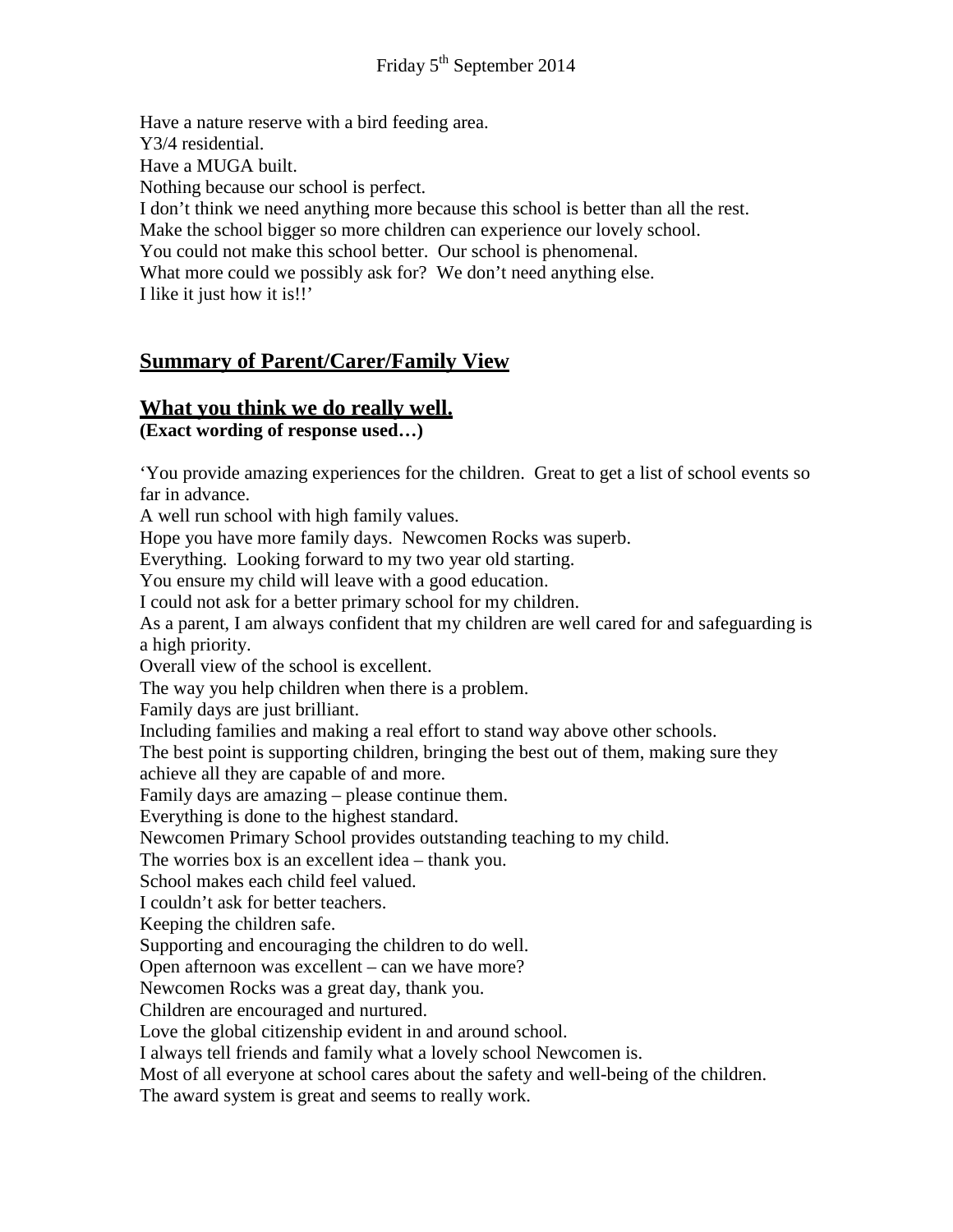Friday 5th September 2014

Have a nature reserve with a bird feeding area.
Y3/4 residential.
Have a MUGA built.
Nothing because our school is perfect.
I don't think we need anything more because this school is better than all the rest.
Make the school bigger so more children can experience our lovely school.
You could not make this school better. Our school is phenomenal.
What more could we possibly ask for? We don't need anything else.
I like it just how it is!!'

## Summary of Parent/Carer/Family View

## What you think we do really well.

**(Exact wording of response used…)**

'You provide amazing experiences for the children. Great to get a list of school events so far in advance.
A well run school with high family values.
Hope you have more family days. Newcomen Rocks was superb.
Everything. Looking forward to my two year old starting.
You ensure my child will leave with a good education.
I could not ask for a better primary school for my children.
As a parent, I am always confident that my children are well cared for and safeguarding is a high priority.
Overall view of the school is excellent.
The way you help children when there is a problem.
Family days are just brilliant.
Including families and making a real effort to stand way above other schools.
The best point is supporting children, bringing the best out of them, making sure they achieve all they are capable of and more.
Family days are amazing – please continue them.
Everything is done to the highest standard.
Newcomen Primary School provides outstanding teaching to my child.
The worries box is an excellent idea – thank you.
School makes each child feel valued.
I couldn't ask for better teachers.
Keeping the children safe.
Supporting and encouraging the children to do well.
Open afternoon was excellent – can we have more?
Newcomen Rocks was a great day, thank you.
Children are encouraged and nurtured.
Love the global citizenship evident in and around school.
I always tell friends and family what a lovely school Newcomen is.
Most of all everyone at school cares about the safety and well-being of the children.
The award system is great and seems to really work.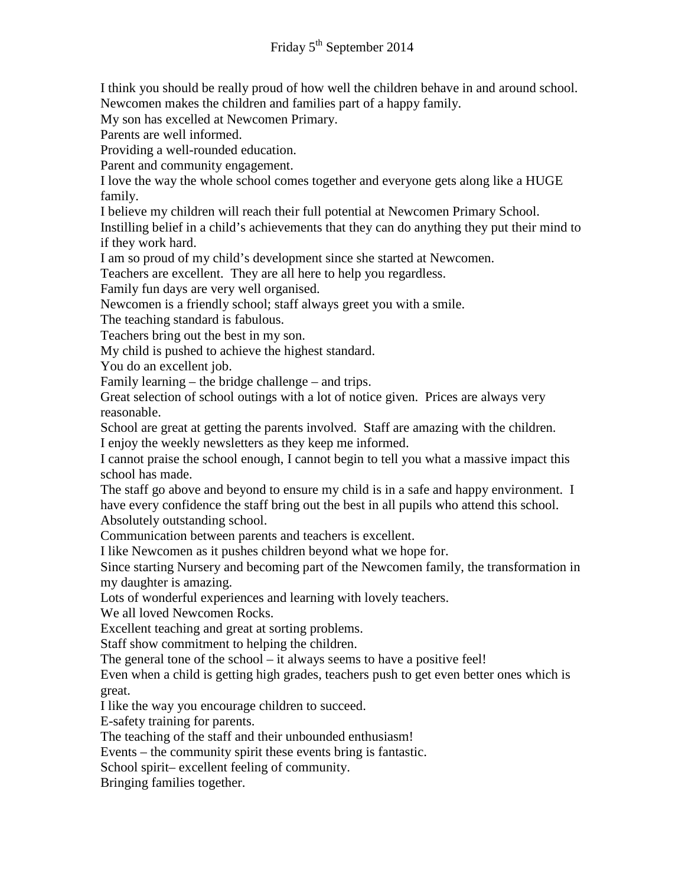Friday 5th September 2014

I think you should be really proud of how well the children behave in and around school.
Newcomen makes the children and families part of a happy family.
My son has excelled at Newcomen Primary.
Parents are well informed.
Providing a well-rounded education.
Parent and community engagement.
I love the way the whole school comes together and everyone gets along like a HUGE family.
I believe my children will reach their full potential at Newcomen Primary School.
Instilling belief in a child's achievements that they can do anything they put their mind to if they work hard.
I am so proud of my child's development since she started at Newcomen.
Teachers are excellent. They are all here to help you regardless.
Family fun days are very well organised.
Newcomen is a friendly school; staff always greet you with a smile.
The teaching standard is fabulous.
Teachers bring out the best in my son.
My child is pushed to achieve the highest standard.
You do an excellent job.
Family learning – the bridge challenge – and trips.
Great selection of school outings with a lot of notice given. Prices are always very reasonable.
School are great at getting the parents involved. Staff are amazing with the children.
I enjoy the weekly newsletters as they keep me informed.
I cannot praise the school enough, I cannot begin to tell you what a massive impact this school has made.
The staff go above and beyond to ensure my child is in a safe and happy environment. I have every confidence the staff bring out the best in all pupils who attend this school.
Absolutely outstanding school.
Communication between parents and teachers is excellent.
I like Newcomen as it pushes children beyond what we hope for.
Since starting Nursery and becoming part of the Newcomen family, the transformation in my daughter is amazing.
Lots of wonderful experiences and learning with lovely teachers.
We all loved Newcomen Rocks.
Excellent teaching and great at sorting problems.
Staff show commitment to helping the children.
The general tone of the school – it always seems to have a positive feel!
Even when a child is getting high grades, teachers push to get even better ones which is great.
I like the way you encourage children to succeed.
E-safety training for parents.
The teaching of the staff and their unbounded enthusiasm!
Events – the community spirit these events bring is fantastic.
School spirit– excellent feeling of community.
Bringing families together.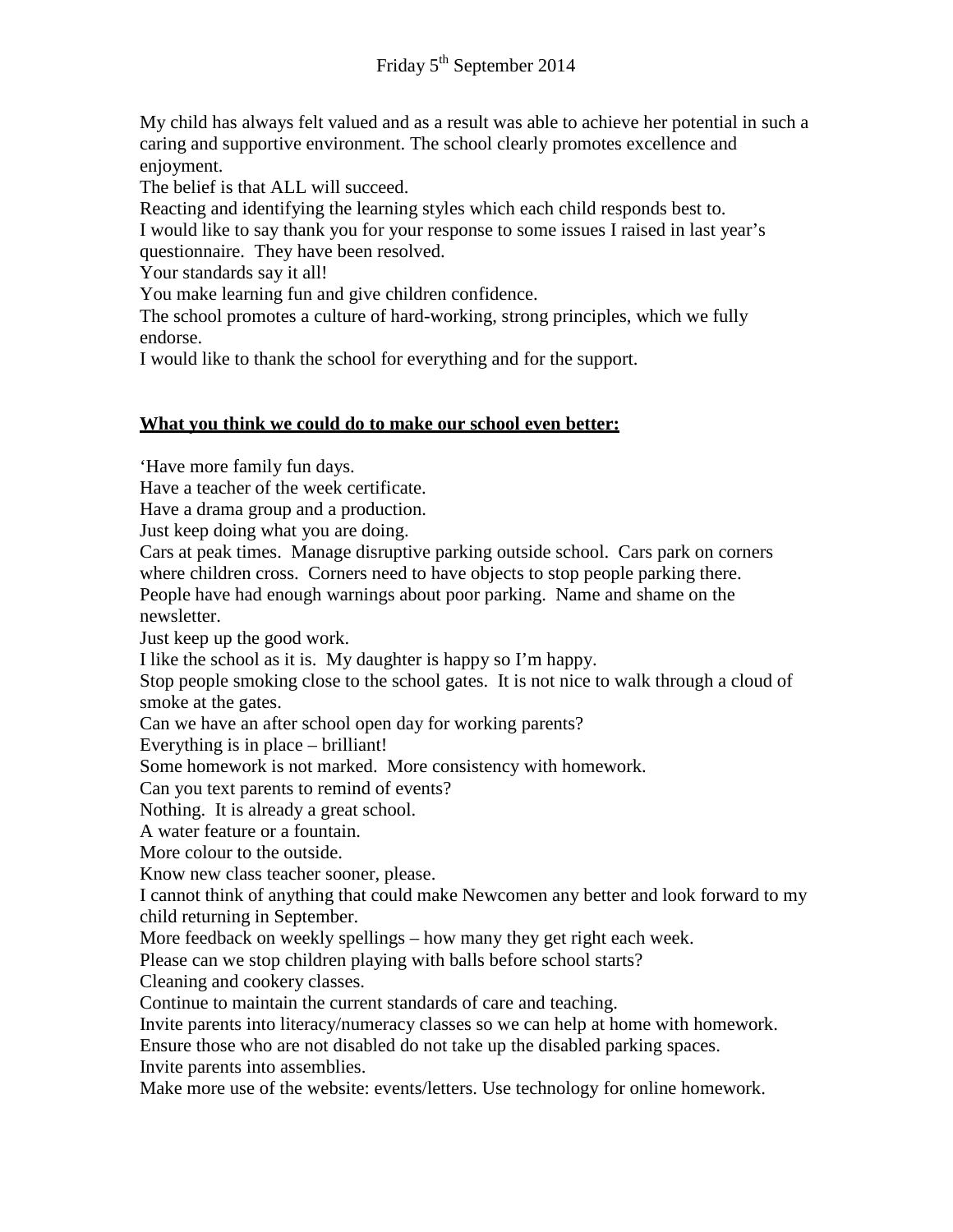Friday 5th September 2014

My child has always felt valued and as a result was able to achieve her potential in such a caring and supportive environment. The school clearly promotes excellence and enjoyment.
The belief is that ALL will succeed.
Reacting and identifying the learning styles which each child responds best to.
I would like to say thank you for your response to some issues I raised in last year's questionnaire. They have been resolved.
Your standards say it all!
You make learning fun and give children confidence.
The school promotes a culture of hard-working, strong principles, which we fully endorse.
I would like to thank the school for everything and for the support.

**What you think we could do to make our school even better:**

'Have more family fun days.
Have a teacher of the week certificate.
Have a drama group and a production.
Just keep doing what you are doing.
Cars at peak times. Manage disruptive parking outside school. Cars park on corners where children cross. Corners need to have objects to stop people parking there.
People have had enough warnings about poor parking. Name and shame on the newsletter.
Just keep up the good work.
I like the school as it is. My daughter is happy so I'm happy.
Stop people smoking close to the school gates. It is not nice to walk through a cloud of smoke at the gates.
Can we have an after school open day for working parents?
Everything is in place – brilliant!
Some homework is not marked. More consistency with homework.
Can you text parents to remind of events?
Nothing. It is already a great school.
A water feature or a fountain.
More colour to the outside.
Know new class teacher sooner, please.
I cannot think of anything that could make Newcomen any better and look forward to my child returning in September.
More feedback on weekly spellings – how many they get right each week.
Please can we stop children playing with balls before school starts?
Cleaning and cookery classes.
Continue to maintain the current standards of care and teaching.
Invite parents into literacy/numeracy classes so we can help at home with homework.
Ensure those who are not disabled do not take up the disabled parking spaces.
Invite parents into assemblies.
Make more use of the website: events/letters. Use technology for online homework.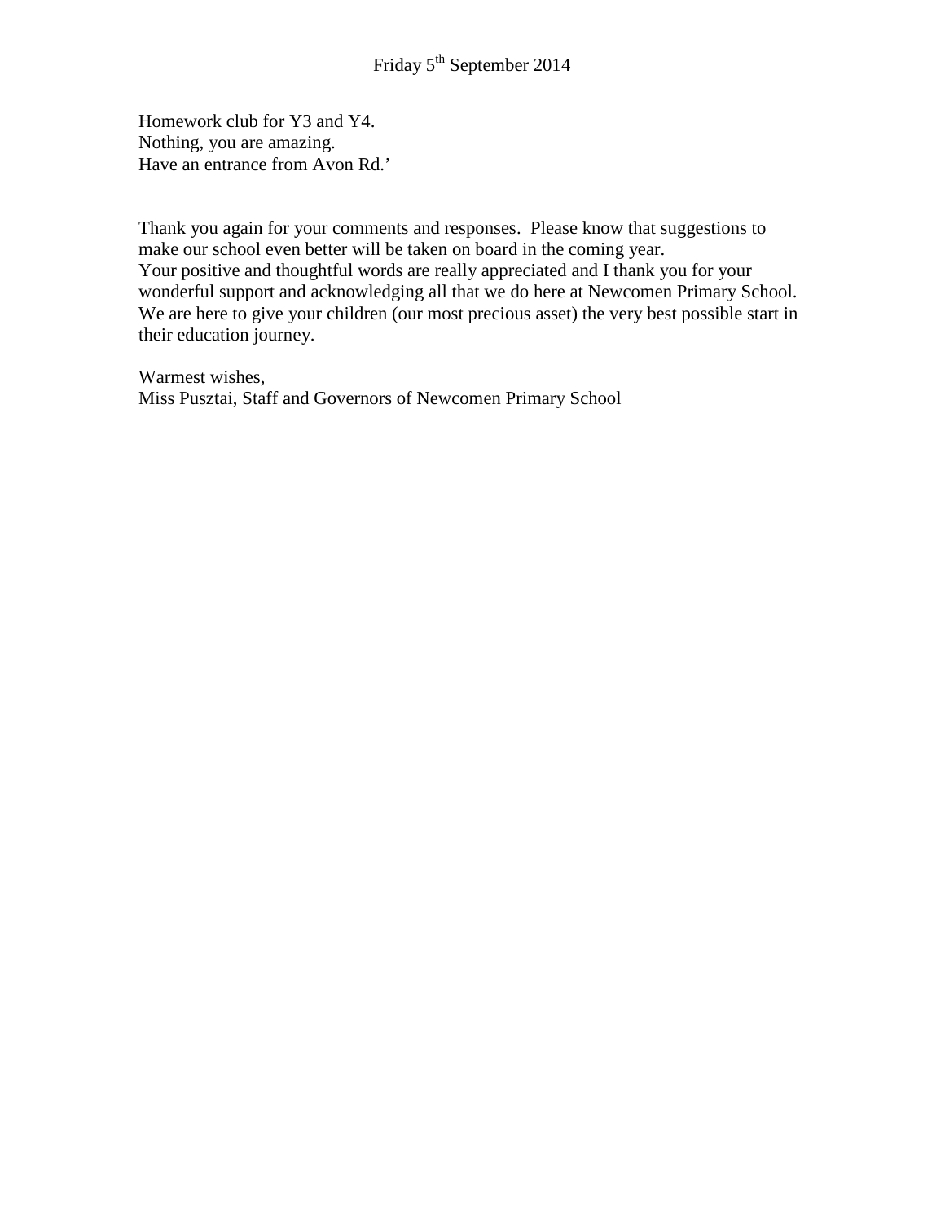Friday 5th September 2014

Homework club for Y3 and Y4.
Nothing, you are amazing.
Have an entrance from Avon Rd.'

Thank you again for your comments and responses. Please know that suggestions to make our school even better will be taken on board in the coming year.
Your positive and thoughtful words are really appreciated and I thank you for your wonderful support and acknowledging all that we do here at Newcomen Primary School. We are here to give your children (our most precious asset) the very best possible start in their education journey.

Warmest wishes,
Miss Pusztai, Staff and Governors of Newcomen Primary School